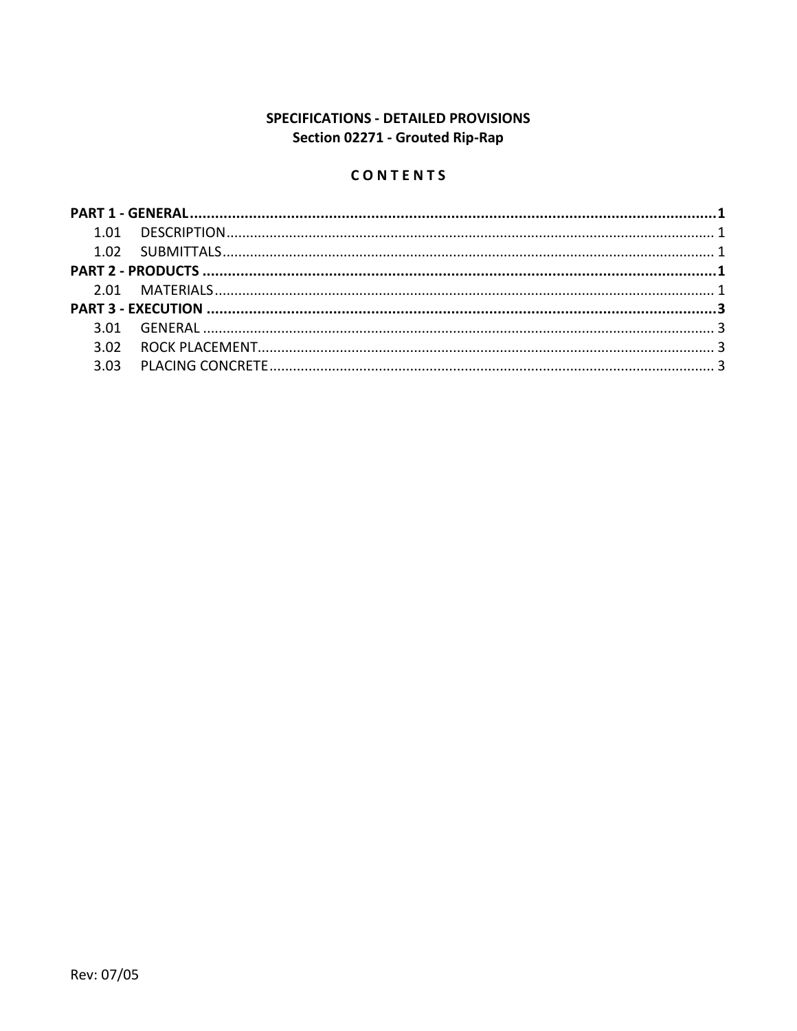# SPECIFICATIONS - DETAILED PROVISIONS
## Section 02271 - Grouted Rip-Rap

### C O N T E N T S

**PART 1 - GENERAL** .......... **1**

1.01 DESCRIPTION .......... 1

1.02 SUBMITTALS .......... 1

**PART 2 - PRODUCTS** .......... **1**

2.01 MATERIALS .......... 1

**PART 3 - EXECUTION** .......... **3**

3.01 GENERAL .......... 3

3.02 ROCK PLACEMENT .......... 3

3.03 PLACING CONCRETE .......... 3

Rev: 07/05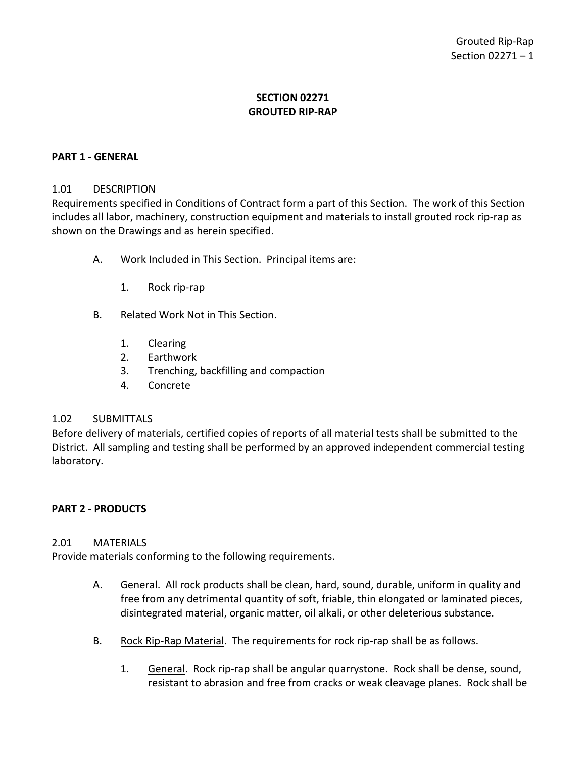# SECTION 02271
# GROUTED RIP-RAP

## PART 1 - GENERAL

### 1.01 DESCRIPTION

Requirements specified in Conditions of Contract form a part of this Section. The work of this Section includes all labor, machinery, construction equipment and materials to install grouted rock rip-rap as shown on the Drawings and as herein specified.

A. Work Included in This Section. Principal items are:

1. Rock rip-rap

B. Related Work Not in This Section.

1. Clearing
2. Earthwork
3. Trenching, backfilling and compaction
4. Concrete

### 1.02 SUBMITTALS

Before delivery of materials, certified copies of reports of all material tests shall be submitted to the District. All sampling and testing shall be performed by an approved independent commercial testing laboratory.

## PART 2 - PRODUCTS

### 2.01 MATERIALS

Provide materials conforming to the following requirements.

A. General. All rock products shall be clean, hard, sound, durable, uniform in quality and free from any detrimental quantity of soft, friable, thin elongated or laminated pieces, disintegrated material, organic matter, oil alkali, or other deleterious substance.

B. Rock Rip-Rap Material. The requirements for rock rip-rap shall be as follows.

1. General. Rock rip-rap shall be angular quarrystone. Rock shall be dense, sound, resistant to abrasion and free from cracks or weak cleavage planes. Rock shall be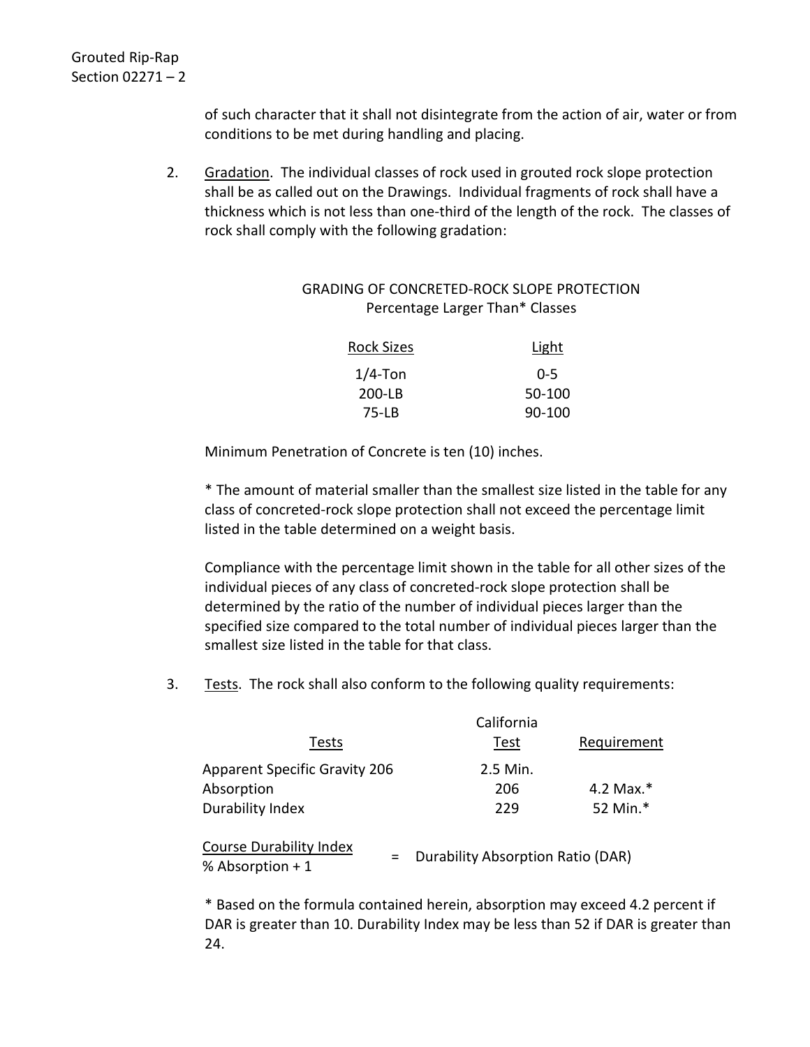of such character that it shall not disintegrate from the action of air, water or from conditions to be met during handling and placing.

2. Gradation. The individual classes of rock used in grouted rock slope protection shall be as called out on the Drawings. Individual fragments of rock shall have a thickness which is not less than one-third of the length of the rock. The classes of rock shall comply with the following gradation:

GRADING OF CONCRETED-ROCK SLOPE PROTECTION
Percentage Larger Than* Classes

| Rock Sizes | Light |
|---|---|
| 1/4-Ton | 0-5 |
| 200-LB | 50-100 |
| 75-LB | 90-100 |

Minimum Penetration of Concrete is ten (10) inches.

* The amount of material smaller than the smallest size listed in the table for any class of concreted-rock slope protection shall not exceed the percentage limit listed in the table determined on a weight basis.

Compliance with the percentage limit shown in the table for all other sizes of the individual pieces of any class of concreted-rock slope protection shall be determined by the ratio of the number of individual pieces larger than the specified size compared to the total number of individual pieces larger than the smallest size listed in the table for that class.

3. Tests. The rock shall also conform to the following quality requirements:

| Tests | California Test | Requirement |
|---|---|---|
| Apparent Specific Gravity 206 | 2.5 Min. | |
| Absorption | 206 | 4.2 Max.* |
| Durability Index | 229 | 52 Min.* |

$$\frac{\text{Course Durability Index}}{\text{\% Absorption} + 1} = \text{Durability Absorption Ratio (DAR)}$$

* Based on the formula contained herein, absorption may exceed 4.2 percent if DAR is greater than 10. Durability Index may be less than 52 if DAR is greater than 24.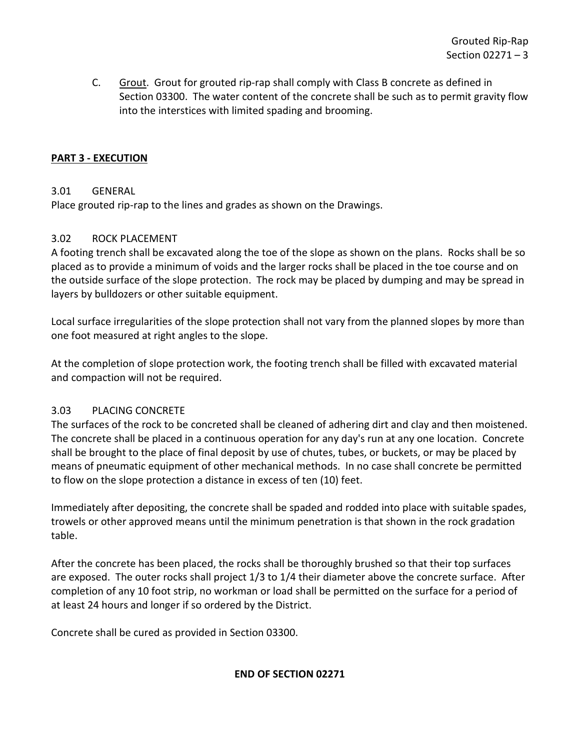C. Grout. Grout for grouted rip-rap shall comply with Class B concrete as defined in Section 03300. The water content of the concrete shall be such as to permit gravity flow into the interstices with limited spading and brooming.

## PART 3 - EXECUTION

### 3.01 GENERAL

Place grouted rip-rap to the lines and grades as shown on the Drawings.

### 3.02 ROCK PLACEMENT

A footing trench shall be excavated along the toe of the slope as shown on the plans. Rocks shall be so placed as to provide a minimum of voids and the larger rocks shall be placed in the toe course and on the outside surface of the slope protection. The rock may be placed by dumping and may be spread in layers by bulldozers or other suitable equipment.

Local surface irregularities of the slope protection shall not vary from the planned slopes by more than one foot measured at right angles to the slope.

At the completion of slope protection work, the footing trench shall be filled with excavated material and compaction will not be required.

### 3.03 PLACING CONCRETE

The surfaces of the rock to be concreted shall be cleaned of adhering dirt and clay and then moistened. The concrete shall be placed in a continuous operation for any day's run at any one location. Concrete shall be brought to the place of final deposit by use of chutes, tubes, or buckets, or may be placed by means of pneumatic equipment of other mechanical methods. In no case shall concrete be permitted to flow on the slope protection a distance in excess of ten (10) feet.

Immediately after depositing, the concrete shall be spaded and rodded into place with suitable spades, trowels or other approved means until the minimum penetration is that shown in the rock gradation table.

After the concrete has been placed, the rocks shall be thoroughly brushed so that their top surfaces are exposed. The outer rocks shall project 1/3 to 1/4 their diameter above the concrete surface. After completion of any 10 foot strip, no workman or load shall be permitted on the surface for a period of at least 24 hours and longer if so ordered by the District.

Concrete shall be cured as provided in Section 03300.

**END OF SECTION 02271**